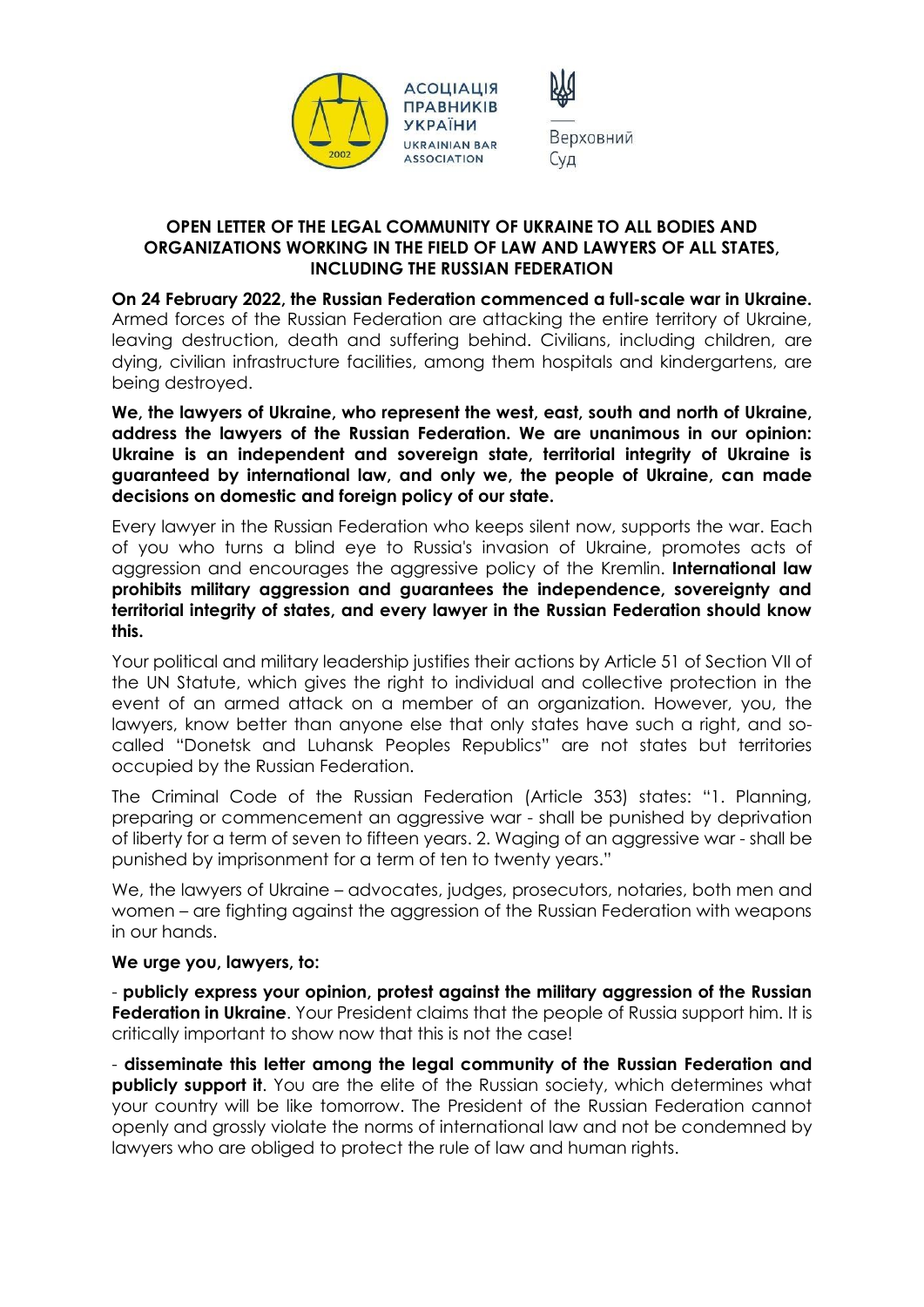АСОЦІАЦІЯ ПРАВНИКІВ УКРАЇНИ
UKRAINIAN BAR ASSOCIATION

Верховний Суд

## OPEN LETTER OF THE LEGAL COMMUNITY OF UKRAINE TO ALL BODIES AND ORGANIZATIONS WORKING IN THE FIELD OF LAW AND LAWYERS OF ALL STATES, INCLUDING THE RUSSIAN FEDERATION

**On 24 February 2022, the Russian Federation commenced a full-scale war in Ukraine.** Armed forces of the Russian Federation are attacking the entire territory of Ukraine, leaving destruction, death and suffering behind. Civilians, including children, are dying, civilian infrastructure facilities, among them hospitals and kindergartens, are being destroyed.

**We, the lawyers of Ukraine, who represent the west, east, south and north of Ukraine, address the lawyers of the Russian Federation. We are unanimous in our opinion: Ukraine is an independent and sovereign state, territorial integrity of Ukraine is guaranteed by international law, and only we, the people of Ukraine, can made decisions on domestic and foreign policy of our state.**

Every lawyer in the Russian Federation who keeps silent now, supports the war. Each of you who turns a blind eye to Russia's invasion of Ukraine, promotes acts of aggression and encourages the aggressive policy of the Kremlin. **International law prohibits military aggression and guarantees the independence, sovereignty and territorial integrity of states, and every lawyer in the Russian Federation should know this.**

Your political and military leadership justifies their actions by Article 51 of Section VII of the UN Statute, which gives the right to individual and collective protection in the event of an armed attack on a member of an organization. However, you, the lawyers, know better than anyone else that only states have such a right, and so-called "Donetsk and Luhansk Peoples Republics" are not states but territories occupied by the Russian Federation.

The Criminal Code of the Russian Federation (Article 353) states: "1. Planning, preparing or commencement an aggressive war - shall be punished by deprivation of liberty for a term of seven to fifteen years. 2. Waging of an aggressive war - shall be punished by imprisonment for a term of ten to twenty years."

We, the lawyers of Ukraine – advocates, judges, prosecutors, notaries, both men and women – are fighting against the aggression of the Russian Federation with weapons in our hands.

**We urge you, lawyers, to:**

- **publicly express your opinion, protest against the military aggression of the Russian Federation in Ukraine**. Your President claims that the people of Russia support him. It is critically important to show now that this is not the case!

- **disseminate this letter among the legal community of the Russian Federation and publicly support it**. You are the elite of the Russian society, which determines what your country will be like tomorrow. The President of the Russian Federation cannot openly and grossly violate the norms of international law and not be condemned by lawyers who are obliged to protect the rule of law and human rights.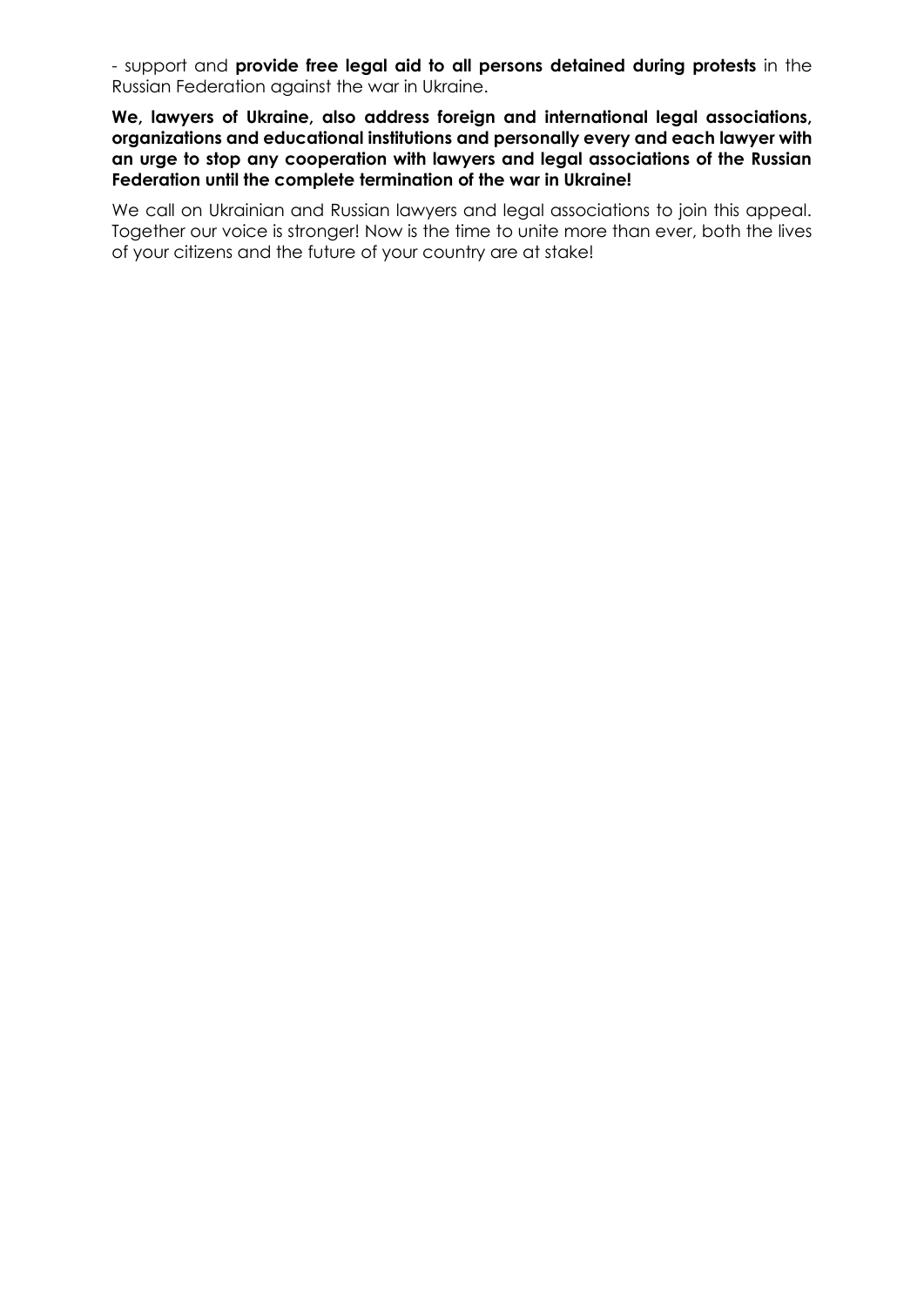- support and **provide free legal aid to all persons detained during protests** in the Russian Federation against the war in Ukraine.

**We, lawyers of Ukraine, also address foreign and international legal associations, organizations and educational institutions and personally every and each lawyer with an urge to stop any cooperation with lawyers and legal associations of the Russian Federation until the complete termination of the war in Ukraine!**

We call on Ukrainian and Russian lawyers and legal associations to join this appeal. Together our voice is stronger! Now is the time to unite more than ever, both the lives of your citizens and the future of your country are at stake!